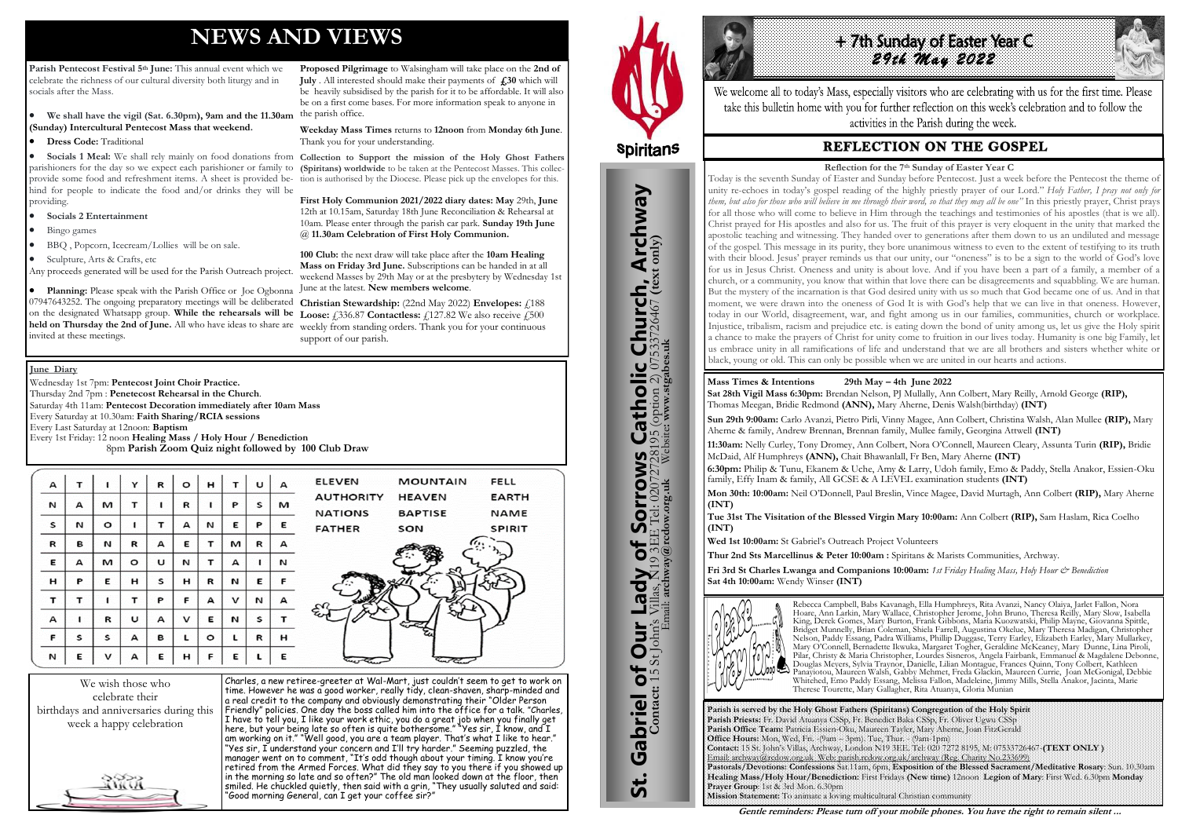# NEWS AND VIEWS

**Parish Pentecost Festival 5th June:** This annual event which we celebrate the richness of our cultural diversity both liturgy and in socials after the Mass.

- **We shall have the vigil (Sat. 6.30pm), 9am and the 11.30am (Sunday) Intercultural Pentecost Mass that weekend.**
- **Dress Code:** Traditional
- **Socials 1 Meal:** We shall rely mainly on food donations from parishioners for the day so we expect each parishioner or family to provide some food and refreshment items. A sheet is provided behind for people to indicate the food and/or drinks they will be providing.
- **Socials 2 Entertainment**
- Bingo games
- BBQ , Popcorn, Icecream/Lollies will be on sale.
- Sculpture, Arts & Crafts, etc

Any proceeds generated will be used for the Parish Outreach project.

- **Planning:** Please speak with the Parish Office or Joe Ogbonna 07947643252. The ongoing preparatory meetings will be deliberated on the designated Whatsapp group. **While the rehearsals will be held on Thursday the 2nd of June.** All who have ideas to share are invited at these meetings.

**Proposed Pilgrimage** to Walsingham will take place on the **2nd of July** . All interested should make their payments of **£30** which will be heavily subsidised by the parish for it to be affordable. It will also be on a first come bases. For more information speak to anyone in the parish office.

**Weekday Mass Times** returns to **12noon** from **Monday 6th June**. Thank you for your understanding.

**Collection to Support the mission of the Holy Ghost Fathers (Spiritans) worldwide** to be taken at the Pentecost Masses. This collection is authorised by the Diocese. Please pick up the envelopes for this.

**First Holy Communion 2021/2022 diary dates: May** 29th, **June** 12th at 10.15am, Saturday 18th June Reconciliation & Rehearsal at 10am. Please enter through the parish car park. **Sunday 19th June @ 11.30am Celebration of First Holy Communion.**

**100 Club:** the next draw will take place after the **10am Healing Mass on Friday 3rd June.** Subscriptions can be handed in at all weekend Masses by 29th May or at the presbytery by Wednesday 1st June at the latest. **New members welcome**.

**Christian Stewardship:** (22nd May 2022) **Envelopes:** £188 **Loose:** £336.87 **Contactless:** £127.82 We also receive £500 weekly from standing orders. Thank you for your continuous support of our parish.

**June Diary**

Wednesday 1st 7pm: **Pentecost Joint Choir Practice.**
Thursday 2nd 7pm : **Penetecost Rehearsal in the Church**.
Saturday 4th 11am: **Pentecost Decoration immediately after 10am Mass**
Every Saturday at 10.30am: **Faith Sharing/RCIA sessions**
Every Last Saturday at 12noon: **Baptism**
Every 1st Friday: 12 noon **Healing Mass / Holy Hour / Benediction**
8pm **Parish Zoom Quiz night followed by 100 Club Draw**

| A | T | I | Y | R | O | H | T | U | A |
|---|---|---|---|---|---|---|---|---|---|
| N | A | M | T | I | R | I | P | S | M |
| S | N | O | I | T | A | N | E | P | E |
| R | B | N | R | A | E | T | M | R | A |
| E | A | M | O | U | N | T | A | I | N |
| H | P | E | H | S | H | R | N | E | F |
| T | T | I | T | P | F | A | V | N | A |
| A | I | R | U | A | V | E | N | S | T |
| F | S | S | A | B | L | O | L | R | H |
| N | E | V | A | E | H | F | E | L | E |

ELEVEN, MOUNTAIN, FELL, AUTHORITY, HEAVEN, EARTH, NATIONS, BAPTISE, NAME, FATHER, SON, SPIRIT

We wish those who celebrate their birthdays and anniversaries during this week a happy celebration

Charles, a new retiree-greeter at Wal-Mart, just couldn't seem to get to work on time. However he was a good worker, really tidy, clean-shaven, sharp-minded and a real credit to the company and obviously demonstrating their "Older Person Friendly" policies. One day the boss called him into the office for a talk. "Charles, I have to tell you, I like your work ethic, you do a great job when you finally get here, but your being late so often is quite bothersome." "Yes sir, I know, and I am working on it." "Well good, you are a team player. That's what I like to hear." "Yes sir, I understand your concern and I'll try harder." Seeming puzzled, the manager went on to comment, "It's odd though about your timing. I know you're retired from the Armed Forces. What did they say to you there if you showed up in the morning so late and so often?" The old man looked down at the floor, then smiled. He chuckled quietly, then said with a grin, "They usually saluted and said: "Good morning General, can I get your coffee sir?"

**St. Gabriel of Our Lady of Sorrows Catholic Church, Archway**
**Contact:** 15 St John's Villas, N19 3EE Tel: 02072728195 (option 2) 07533726467 **(text only)**
Email: **archway@rcdow.org.uk** Website: **www.stgabes.uk**

Spiritans

# + 7th Sunday of Easter Year C
## 29th May 2022

We welcome all to today's Mass, especially visitors who are celebrating with us for the first time. Please take this bulletin home with you for further reflection on this week's celebration and to follow the activities in the Parish during the week.

## REFLECTION ON THE GOSPEL

**Reflection for the 7th Sunday of Easter Year C**

Today is the seventh Sunday of Easter and Sunday before Pentecost. Just a week before the Pentecost the theme of unity re-echoes in today's gospel reading of the highly priestly prayer of our Lord." *Holy Father, I pray not only for them, but also for those who will believe in me through their word, so that they may all be one"* In this priestly prayer, Christ prays for all those who will come to believe in Him through the teachings and testimonies of his apostles (that is we all). Christ prayed for His apostles and also for us. The fruit of this prayer is very eloquent in the unity that marked the apostolic teaching and witnessing. They handed over to generations after them down to us an undiluted and message of the gospel. This message in its purity, they bore unanimous witness to even to the extent of testifying to its truth with their blood. Jesus' prayer reminds us that our unity, our "oneness" is to be a sign to the world of God's love for us in Jesus Christ. Oneness and unity is about love. And if you have been a part of a family, a member of a church, or a community, you know that within that love there can be disagreements and squabbling. We are human. But the mystery of the incarnation is that God desired unity with us so much that God became one of us. And in that moment, we were drawn into the oneness of God It is with God's help that we can live in that oneness. However, today in our World, disagreement, war, and fight among us in our families, communities, church or workplace. Injustice, tribalism, racism and prejudice etc. is eating down the bond of unity among us, let us give the Holy spirit a chance to make the prayers of Christ for unity come to fruition in our lives today. Humanity is one big Family, let us embrace unity in all ramifications of life and understand that we are all brothers and sisters whether white or black, young or old. This can only be possible when we are united in our hearts and actions.

**Mass Times & Intentions 29th May – 4th June 2022**

**Sat 28th Vigil Mass 6:30pm:** Brendan Nelson, PJ Mullally, Ann Colbert, Mary Reilly, Arnold George **(RIP),** Thomas Meegan, Bridie Redmond **(ANN),** Mary Aherne, Denis Walsh(birthday) **(INT)**

**Sun 29th 9:00am:** Carlo Avanzi, Pietro Pirli, Vinny Magee, Ann Colbert, Christina Walsh, Alan Mullee **(RIP),** Mary Aherne & family, Andrew Brennan, Brennan family, Mullee family, Georgina Attwell **(INT)**

**11:30am:** Nelly Curley, Tony Dromey, Ann Colbert, Nora O'Connell, Maureen Cleary, Assunta Turin **(RIP),** Bridie McDaid, Alf Humphreys **(ANN),** Chait Bhawanlall, Fr Ben, Mary Aherne **(INT)**

**6:30pm:** Philip & Tunu, Ekanem & Uche, Amy & Larry, Udoh family, Emo & Paddy, Stella Anakor, Essien-Oku family, Effy Inam & family, All GCSE & A LEVEL examination students **(INT)**

**Mon 30th: 10:00am:** Neil O'Donnell, Paul Breslin, Vince Magee, David Murtagh, Ann Colbert **(RIP),** Mary Aherne **(INT)**

**Tue 31st The Visitation of the Blessed Virgin Mary 10:00am:** Ann Colbert **(RIP),** Sam Haslam, Rica Coelho **(INT)**

**Wed 1st 10:00am:** St Gabriel's Outreach Project Volunteers

**Thur 2nd Sts Marcellinus & Peter 10:00am :** Spiritans & Marists Communities, Archway.

**Fri 3rd St Charles Lwanga and Companions 10:00am:** *1st Friday Healing Mass, Holy Hour & Benediction*

**Sat 4th 10:00am:** Wendy Winser **(INT)**

Please pray for...

Rebecca Campbell, Babs Kavanagh, Ella Humphreys, Rita Avanzi, Nancy Olaiya, Jarlet Fallon, Nora Hoare, Ann Larkin, Mary Wallace, Christopher Jerome, John Bruno, Theresa Reilly, Mary Slow, Isabella King, Derek Gomes, Mary Burton, Frank Gibbons, Maria Kuozwatski, Philip Mayne, Giovanna Spittle, Bridget Munnelly, Brian Coleman, Shiela Farrell, Augustina Okelue, Mary Theresa Madigan, Christopher Nelson, Paddy Essang, Padra Williams, Phillip Duggase, Terry Earley, Elizabeth Earley, Mary Mullarkey, Mary O'Connell, Bernadette Ikwuka, Margaret Togher, Geraldine McKeaney, Mary Dunne, Lina Piroli, Pilar, Christy & Maria Christopher, Lourdes Sisneros, Angela Fairbank, Emmanuel & Magdalene Debonne, Douglas Meyers, Sylvia Traynor, Danielle, Lilian Montague, Frances Quinn, Tony Colbert, Kathleen Panayiotou, Maureen Walsh, Gabby Mehmet, Freda Glackin, Maureen Currie, Joan McGonigal, Debbie Whitehed, Emo Paddy Essang, Melissa Fallon, Madeleine, Jimmy Mills, Stella Anakor, Jacinta, Marie Therese Tourette, Mary Gallagher, Rita Atuanya, Gloria Munian

**Parish is served by the Holy Ghost Fathers (Spiritans) Congregation of the Holy Spirit**
**Parish Priests:** Fr. David Atuanya CSSp, Fr. Benedict Baka CSSp, Fr. Oliver Ugwu CSSp
**Parish Office Team:** Patricia Essien-Oku, Maureen Tayler, Mary Aherne, Joan FitzGerald
**Office Hours:** Mon, Wed, Fri. - (9am – 3pm). Tue, Thur. - (9am-1pm)
**Contact:** 15 St. John's Villas, Archway, London N19 3EE. Tel: 020 7272 8195, M: 07533726467 **(TEXT ONLY )**
Email: archway@rcdow.org.uk Web: parish.rcdow.org.uk/archway (Reg. Charity No 233699)
**Pastorals/Devotions: Confessions** Sat.11am, 6pm, **Exposition of the Blessed Sacrament/Meditative Rosary**: Sun. 10.30am **Healing Mass/Holy Hour/Benediction:** First Fridays **(New time)** 12noon **Legion of Mary**: First Wed. 6.30pm **Monday Prayer Group**: 1st & 3rd Mon. 6.30pm
**Mission Statement:** To animate a loving multicultural Christian community

***Gentle reminders: Please turn off your mobile phones. You have the right to remain silent ...***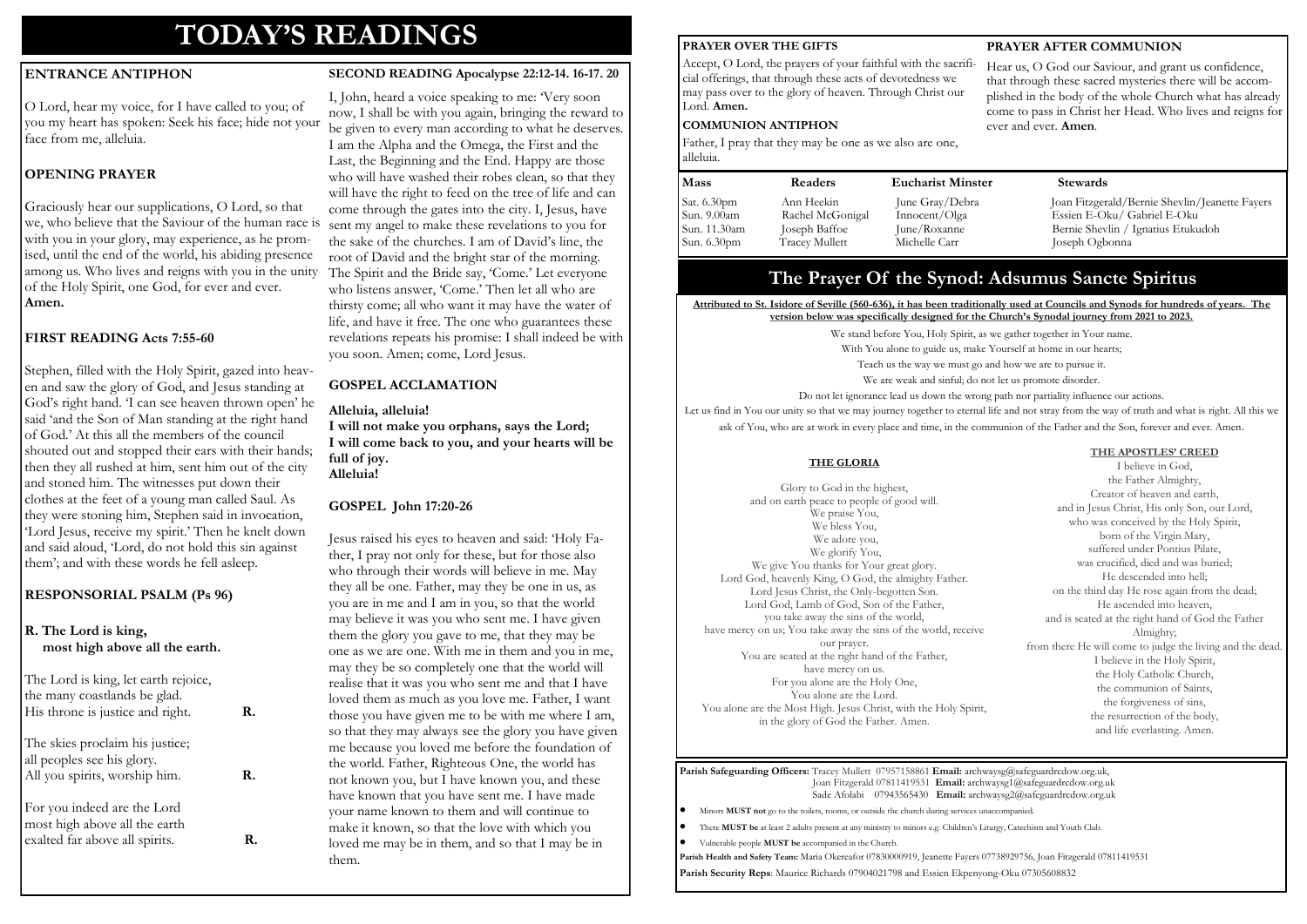# TODAY'S READINGS

## ENTRANCE ANTIPHON

O Lord, hear my voice, for I have called to you; of you my heart has spoken: Seek his face; hide not your face from me, alleluia.

## OPENING PRAYER

Graciously hear our supplications, O Lord, so that we, who believe that the Saviour of the human race is with you in your glory, may experience, as he promised, until the end of the world, his abiding presence among us. Who lives and reigns with you in the unity of the Holy Spirit, one God, for ever and ever. **Amen.**

## FIRST READING Acts 7:55-60

Stephen, filled with the Holy Spirit, gazed into heaven and saw the glory of God, and Jesus standing at God's right hand. 'I can see heaven thrown open' he said 'and the Son of Man standing at the right hand of God.' At this all the members of the council shouted out and stopped their ears with their hands; then they all rushed at him, sent him out of the city and stoned him. The witnesses put down their clothes at the feet of a young man called Saul. As they were stoning him, Stephen said in invocation, 'Lord Jesus, receive my spirit.' Then he knelt down and said aloud, 'Lord, do not hold this sin against them'; and with these words he fell asleep.

## RESPONSORIAL PSALM (Ps 96)

**R. The Lord is king,
most high above all the earth.**

The Lord is king, let earth rejoice,
the many coastlands be glad.
His throne is justice and right. **R.**

The skies proclaim his justice;
all peoples see his glory.
All you spirits, worship him. **R.**

For you indeed are the Lord
most high above all the earth
exalted far above all spirits. **R.**

## SECOND READING Apocalypse 22:12-14. 16-17. 20

I, John, heard a voice speaking to me: 'Very soon now, I shall be with you again, bringing the reward to be given to every man according to what he deserves. I am the Alpha and the Omega, the First and the Last, the Beginning and the End. Happy are those who will have washed their robes clean, so that they will have the right to feed on the tree of life and can come through the gates into the city. I, Jesus, have sent my angel to make these revelations to you for the sake of the churches. I am of David's line, the root of David and the bright star of the morning. The Spirit and the Bride say, 'Come.' Let everyone who listens answer, 'Come.' Then let all who are thirsty come; all who want it may have the water of life, and have it free. The one who guarantees these revelations repeats his promise: I shall indeed be with you soon. Amen; come, Lord Jesus.

## GOSPEL ACCLAMATION

**Alleluia, alleluia!
I will not make you orphans, says the Lord;
I will come back to you, and your hearts will be full of joy.
Alleluia!**

## GOSPEL John 17:20-26

Jesus raised his eyes to heaven and said: 'Holy Father, I pray not only for these, but for those also who through their words will believe in me. May they all be one. Father, may they be one in us, as you are in me and I am in you, so that the world may believe it was you who sent me. I have given them the glory you gave to me, that they may be one as we are one. With me in them and you in me, may they be so completely one that the world will realise that it was you who sent me and that I have loved them as much as you love me. Father, I want those you have given me to be with me where I am, so that they may always see the glory you have given me because you loved me before the foundation of the world. Father, Righteous One, the world has not known you, but I have known you, and these have known that you have sent me. I have made your name known to them and will continue to make it known, so that the love with which you loved me may be in them, and so that I may be in them.

## PRAYER OVER THE GIFTS

Accept, O Lord, the prayers of your faithful with the sacrificial offerings, that through these acts of devotedness we may pass over to the glory of heaven. Through Christ our Lord. **Amen.**

## COMMUNION ANTIPHON

Father, I pray that they may be one as we also are one, alleluia.

## PRAYER AFTER COMMUNION

Hear us, O God our Saviour, and grant us confidence, that through these sacred mysteries there will be accomplished in the body of the whole Church what has already come to pass in Christ her Head. Who lives and reigns for ever and ever. **Amen**.

| Mass | Readers | Eucharist Minster | Stewards |
|---|---|---|---|
| Sat. 6.30pm | Ann Heekin | June Gray/Debra | Joan Fitzgerald/Bernie Shevlin/Jeanette Fayers |
| Sun. 9.00am | Rachel McGonigal | Innocent/Olga | Essien E-Oku/ Gabriel E-Oku |
| Sun. 11.30am | Joseph Baffoe | June/Roxanne | Bernie Shevlin / Ignatius Etukudoh |
| Sun. 6.30pm | Tracey Mullett | Michelle Carr | Joseph Ogbonna |

# The Prayer Of the Synod: Adsumus Sancte Spiritus

**Attributed to St. Isidore of Seville (560-636), it has been traditionally used at Councils and Synods for hundreds of years. The version below was specifically designed for the Church's Synodal journey from 2021 to 2023.**

We stand before You, Holy Spirit, as we gather together in Your name.
With You alone to guide us, make Yourself at home in our hearts;
Teach us the way we must go and how we are to pursue it.
We are weak and sinful; do not let us promote disorder.
Do not let ignorance lead us down the wrong path nor partiality influence our actions.
Let us find in You our unity so that we may journey together to eternal life and not stray from the way of truth and what is right. All this we ask of You, who are at work in every place and time, in the communion of the Father and the Son, forever and ever. Amen.

### THE GLORIA

Glory to God in the highest,
and on earth peace to people of good will.
We praise You,
We bless You,
We adore you,
We glorify You,
We give You thanks for Your great glory.
Lord God, heavenly King, O God, the almighty Father.
Lord Jesus Christ, the Only-begotten Son.
Lord God, Lamb of God, Son of the Father,
you take away the sins of the world,
have mercy on us; You take away the sins of the world, receive our prayer.
You are seated at the right hand of the Father,
have mercy on us.
For you alone are the Holy One,
You alone are the Lord.
You alone are the Most High. Jesus Christ, with the Holy Spirit,
in the glory of God the Father. Amen.

### THE APOSTLES' CREED

I believe in God,
the Father Almighty,
Creator of heaven and earth,
and in Jesus Christ, His only Son, our Lord,
who was conceived by the Holy Spirit,
born of the Virgin Mary,
suffered under Pontius Pilate,
was crucified, died and was buried;
He descended into hell;
on the third day He rose again from the dead;
He ascended into heaven,
and is seated at the right hand of God the Father Almighty;
from there He will come to judge the living and the dead.
I believe in the Holy Spirit,
the Holy Catholic Church,
the communion of Saints,
the forgiveness of sins,
the resurrection of the body,
and life everlasting. Amen.

**Parish Safeguarding Officers:** Tracey Mullett 07957158861 **Email:** archwaysg@safeguardrcdow.org.uk,
Joan Fitzgerald 07811419531 **Email:** archwaysg1@safeguardrcdow.org.uk
Sade Afolabi 07943565430 **Email:** archwaysg2@safeguardrcdow.org.uk

- Minors **MUST not** go to the toilets, rooms, or outside the church during services unaccompanied.
- There **MUST be** at least 2 adults present at any ministry to minors e.g. Children's Liturgy, Catechism and Youth Club.
- Vulnerable people **MUST be** accompanied in the Church.

**Parish Health and Safety Team:** Maria Okereafor 07830000919, Jeanette Fayers 07738929756, Joan Fitzgerald 07811419531

**Parish Security Reps**: Maurice Richards 07904021798 and Essien Ekpenyong-Oku 07305608832